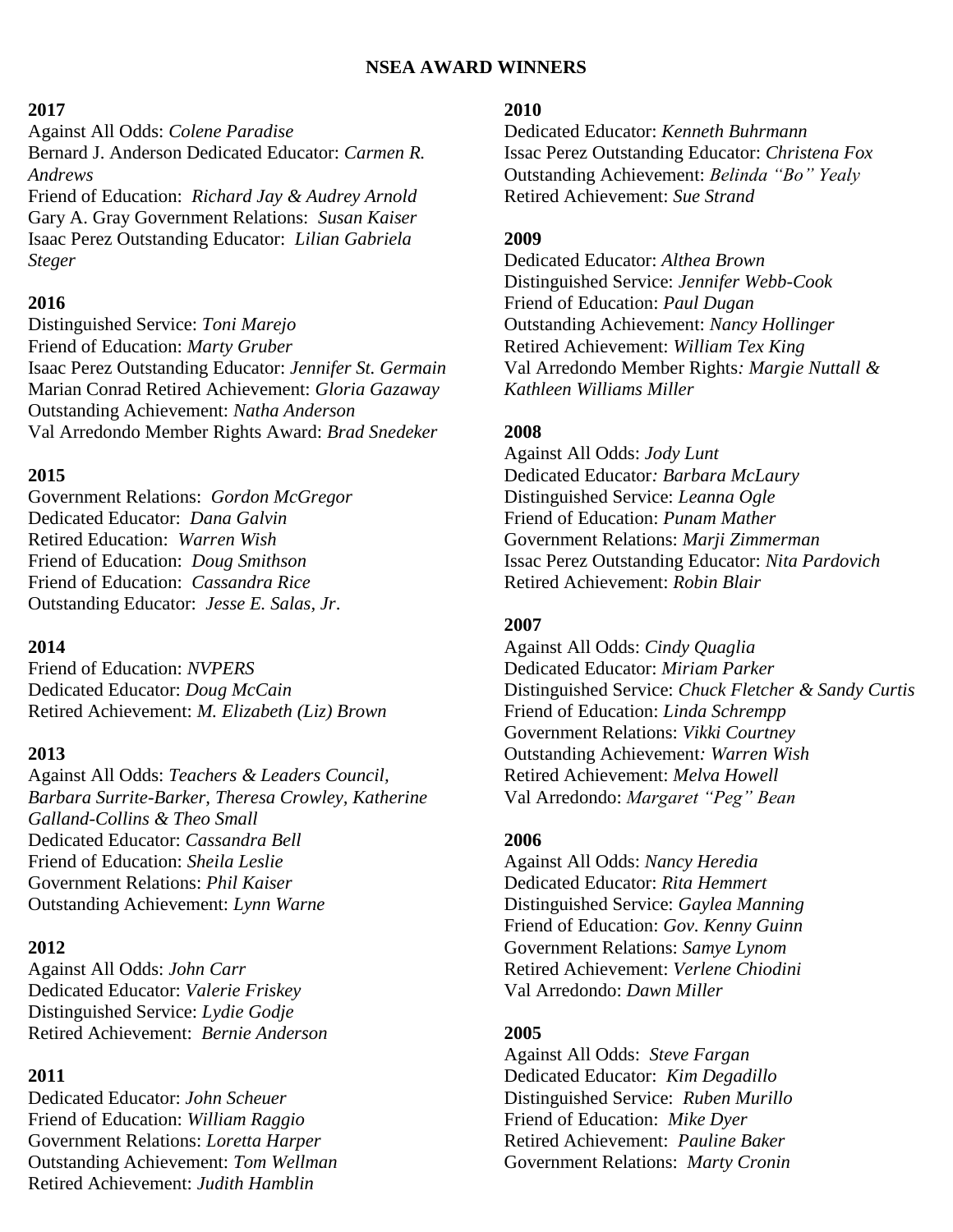# NSEA AWARD WINNERS

## 2017

Against All Odds: *Colene Paradise*
Bernard J. Anderson Dedicated Educator: *Carmen R. Andrews*
Friend of Education: *Richard Jay & Audrey Arnold*
Gary A. Gray Government Relations: *Susan Kaiser*
Isaac Perez Outstanding Educator: *Lilian Gabriela Steger*

## 2016

Distinguished Service: *Toni Marejo*
Friend of Education: *Marty Gruber*
Isaac Perez Outstanding Educator: *Jennifer St. Germain*
Marian Conrad Retired Achievement: *Gloria Gazaway*
Outstanding Achievement: *Natha Anderson*
Val Arredondo Member Rights Award: *Brad Snedeker*

## 2015

Government Relations: *Gordon McGregor*
Dedicated Educator: *Dana Galvin*
Retired Education: *Warren Wish*
Friend of Education: *Doug Smithson*
Friend of Education: *Cassandra Rice*
Outstanding Educator: *Jesse E. Salas, Jr.*

## 2014

Friend of Education: *NVPERS*
Dedicated Educator: *Doug McCain*
Retired Achievement: *M. Elizabeth (Liz) Brown*

## 2013

Against All Odds: *Teachers & Leaders Council, Barbara Surrite-Barker, Theresa Crowley, Katherine Galland-Collins & Theo Small*
Dedicated Educator: *Cassandra Bell*
Friend of Education: *Sheila Leslie*
Government Relations: *Phil Kaiser*
Outstanding Achievement: *Lynn Warne*

## 2012

Against All Odds: *John Carr*
Dedicated Educator: *Valerie Friskey*
Distinguished Service: *Lydie Godje*
Retired Achievement: *Bernie Anderson*

## 2011

Dedicated Educator: *John Scheuer*
Friend of Education: *William Raggio*
Government Relations: *Loretta Harper*
Outstanding Achievement: *Tom Wellman*
Retired Achievement: *Judith Hamblin*

## 2010

Dedicated Educator: *Kenneth Buhrmann*
Issac Perez Outstanding Educator: *Christena Fox*
Outstanding Achievement: *Belinda "Bo" Yealy*
Retired Achievement: *Sue Strand*

## 2009

Dedicated Educator: *Althea Brown*
Distinguished Service: *Jennifer Webb-Cook*
Friend of Education: *Paul Dugan*
Outstanding Achievement: *Nancy Hollinger*
Retired Achievement: *William Tex King*
Val Arredondo Member Rights: *Margie Nuttall & Kathleen Williams Miller*

## 2008

Against All Odds: *Jody Lunt*
Dedicated Educator: *Barbara McLaury*
Distinguished Service: *Leanna Ogle*
Friend of Education: *Punam Mather*
Government Relations: *Marji Zimmerman*
Issac Perez Outstanding Educator: *Nita Pardovich*
Retired Achievement: *Robin Blair*

## 2007

Against All Odds: *Cindy Quaglia*
Dedicated Educator: *Miriam Parker*
Distinguished Service: *Chuck Fletcher & Sandy Curtis*
Friend of Education: *Linda Schrempp*
Government Relations: *Vikki Courtney*
Outstanding Achievement: *Warren Wish*
Retired Achievement: *Melva Howell*
Val Arredondo: *Margaret "Peg" Bean*

## 2006

Against All Odds: *Nancy Heredia*
Dedicated Educator: *Rita Hemmert*
Distinguished Service: *Gaylea Manning*
Friend of Education: *Gov. Kenny Guinn*
Government Relations: *Samye Lynom*
Retired Achievement: *Verlene Chiodini*
Val Arredondo: *Dawn Miller*

## 2005

Against All Odds: *Steve Fargan*
Dedicated Educator: *Kim Degadillo*
Distinguished Service: *Ruben Murillo*
Friend of Education: *Mike Dyer*
Retired Achievement: *Pauline Baker*
Government Relations: *Marty Cronin*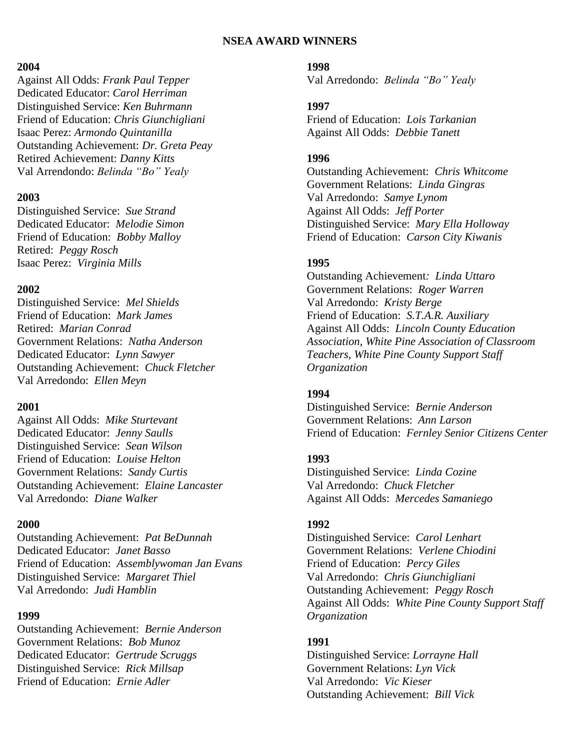**NSEA AWARD WINNERS**

**2004**
Against All Odds: *Frank Paul Tepper*
Dedicated Educator: *Carol Herriman*
Distinguished Service: *Ken Buhrmann*
Friend of Education: *Chris Giunchigliani*
Isaac Perez: *Armondo Quintanilla*
Outstanding Achievement: *Dr. Greta Peay*
Retired Achievement: *Danny Kitts*
Val Arrendondo: *Belinda "Bo" Yealy*

**2003**
Distinguished Service: *Sue Strand*
Dedicated Educator: *Melodie Simon*
Friend of Education: *Bobby Malloy*
Retired: *Peggy Rosch*
Isaac Perez: *Virginia Mills*

**2002**
Distinguished Service: *Mel Shields*
Friend of Education: *Mark James*
Retired: *Marian Conrad*
Government Relations: *Natha Anderson*
Dedicated Educator: *Lynn Sawyer*
Outstanding Achievement: *Chuck Fletcher*
Val Arredondo: *Ellen Meyn*

**2001**
Against All Odds: *Mike Sturtevant*
Dedicated Educator: *Jenny Saulls*
Distinguished Service: *Sean Wilson*
Friend of Education: *Louise Helton*
Government Relations: *Sandy Curtis*
Outstanding Achievement: *Elaine Lancaster*
Val Arredondo: *Diane Walker*

**2000**
Outstanding Achievement: *Pat BeDunnah*
Dedicated Educator: *Janet Basso*
Friend of Education: *Assemblywoman Jan Evans*
Distinguished Service: *Margaret Thiel*
Val Arredondo: *Judi Hamblin*

**1999**
Outstanding Achievement: *Bernie Anderson*
Government Relations: *Bob Munoz*
Dedicated Educator: *Gertrude Scruggs*
Distinguished Service: *Rick Millsap*
Friend of Education: *Ernie Adler*

**1998**
Val Arredondo: *Belinda "Bo" Yealy*

**1997**
Friend of Education: *Lois Tarkanian*
Against All Odds: *Debbie Tanett*

**1996**
Outstanding Achievement: *Chris Whitcome*
Government Relations: *Linda Gingras*
Val Arredondo: *Samye Lynom*
Against All Odds: *Jeff Porter*
Distinguished Service: *Mary Ella Holloway*
Friend of Education: *Carson City Kiwanis*

**1995**
Outstanding Achievement: *Linda Uttaro*
Government Relations: *Roger Warren*
Val Arredondo: *Kristy Berge*
Friend of Education: *S.T.A.R. Auxiliary*
Against All Odds: *Lincoln County Education Association, White Pine Association of Classroom Teachers, White Pine County Support Staff Organization*

**1994**
Distinguished Service: *Bernie Anderson*
Government Relations: *Ann Larson*
Friend of Education: *Fernley Senior Citizens Center*

**1993**
Distinguished Service: *Linda Cozine*
Val Arredondo: *Chuck Fletcher*
Against All Odds: *Mercedes Samaniego*

**1992**
Distinguished Service: *Carol Lenhart*
Government Relations: *Verlene Chiodini*
Friend of Education: *Percy Giles*
Val Arredondo: *Chris Giunchigliani*
Outstanding Achievement: *Peggy Rosch*
Against All Odds: *White Pine County Support Staff Organization*

**1991**
Distinguished Service: *Lorrayne Hall*
Government Relations: *Lyn Vick*
Val Arredondo: *Vic Kieser*
Outstanding Achievement: *Bill Vick*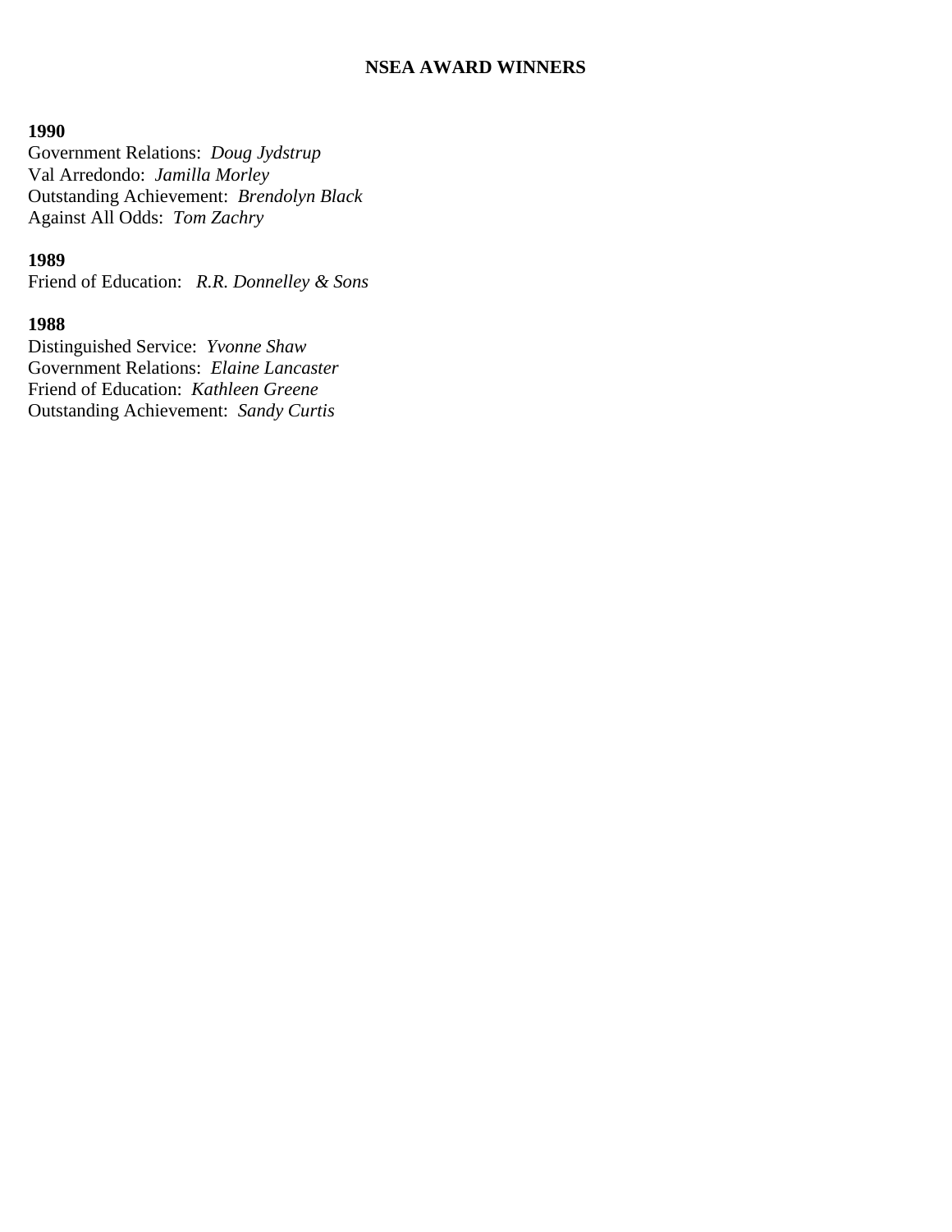**NSEA AWARD WINNERS**

**1990**

Government Relations: *Doug Jydstrup*
Val Arredondo: *Jamilla Morley*
Outstanding Achievement: *Brendolyn Black*
Against All Odds: *Tom Zachry*

**1989**

Friend of Education: *R.R. Donnelley & Sons*

**1988**

Distinguished Service: *Yvonne Shaw*
Government Relations: *Elaine Lancaster*
Friend of Education: *Kathleen Greene*
Outstanding Achievement: *Sandy Curtis*